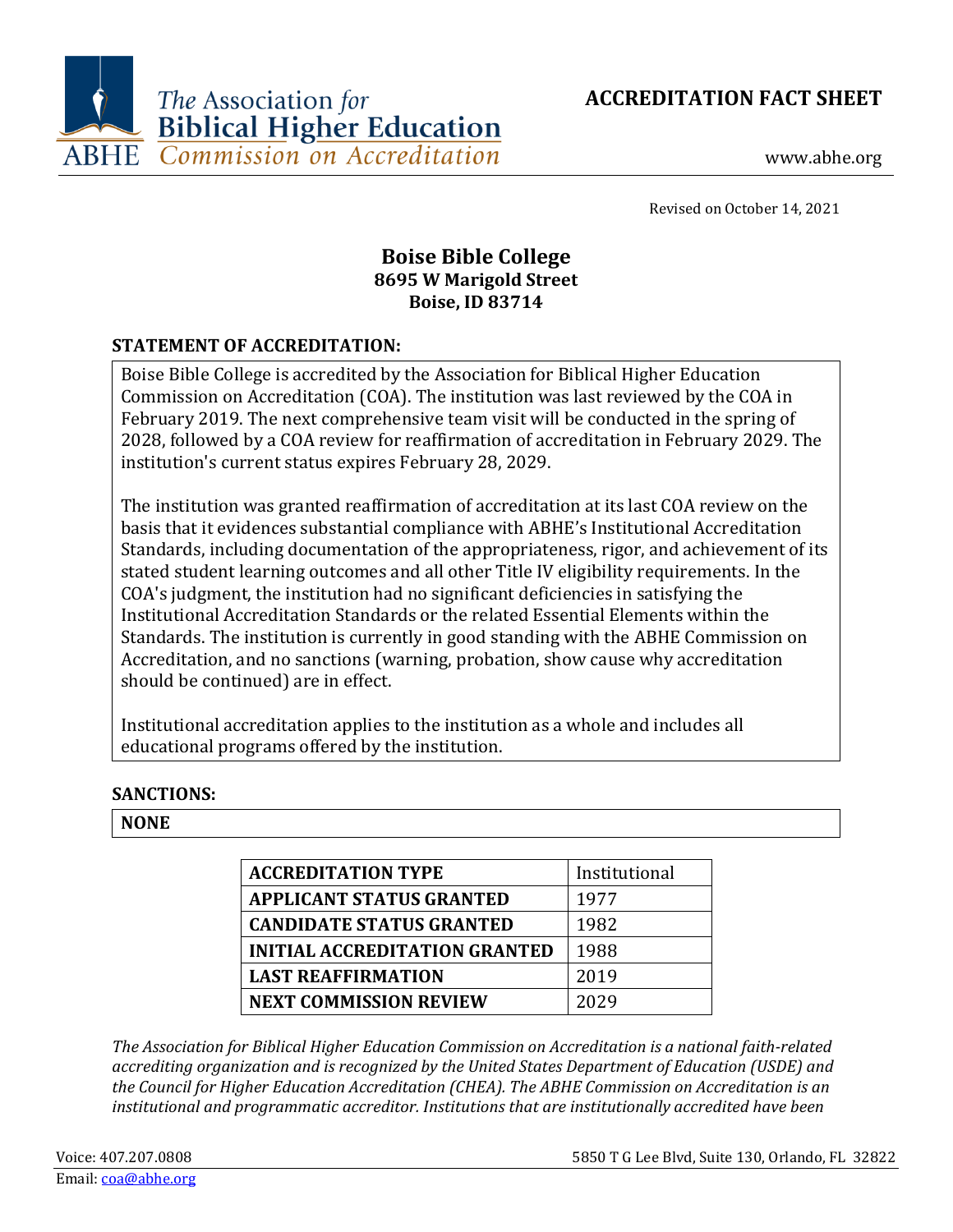The Association for Biblical Higher Education
ABHE Commission on Accreditation

# ACCREDITATION FACT SHEET

www.abhe.org

Revised on October 14, 2021

## Boise Bible College
**8695 W Marigold Street**
**Boise, ID 83714**

### STATEMENT OF ACCREDITATION:

Boise Bible College is accredited by the Association for Biblical Higher Education Commission on Accreditation (COA). The institution was last reviewed by the COA in February 2019. The next comprehensive team visit will be conducted in the spring of 2028, followed by a COA review for reaffirmation of accreditation in February 2029. The institution's current status expires February 28, 2029.

The institution was granted reaffirmation of accreditation at its last COA review on the basis that it evidences substantial compliance with ABHE's Institutional Accreditation Standards, including documentation of the appropriateness, rigor, and achievement of its stated student learning outcomes and all other Title IV eligibility requirements. In the COA's judgment, the institution had no significant deficiencies in satisfying the Institutional Accreditation Standards or the related Essential Elements within the Standards. The institution is currently in good standing with the ABHE Commission on Accreditation, and no sanctions (warning, probation, show cause why accreditation should be continued) are in effect.

Institutional accreditation applies to the institution as a whole and includes all educational programs offered by the institution.

### SANCTIONS:

**NONE**

| | |
|---|---|
| **ACCREDITATION TYPE** | Institutional |
| **APPLICANT STATUS GRANTED** | 1977 |
| **CANDIDATE STATUS GRANTED** | 1982 |
| **INITIAL ACCREDITATION GRANTED** | 1988 |
| **LAST REAFFIRMATION** | 2019 |
| **NEXT COMMISSION REVIEW** | 2029 |

*The Association for Biblical Higher Education Commission on Accreditation is a national faith-related accrediting organization and is recognized by the United States Department of Education (USDE) and the Council for Higher Education Accreditation (CHEA). The ABHE Commission on Accreditation is an institutional and programmatic accreditor. Institutions that are institutionally accredited have been*

Voice: 407.207.0808
Email: coa@abhe.org

5850 T G Lee Blvd, Suite 130, Orlando, FL 32822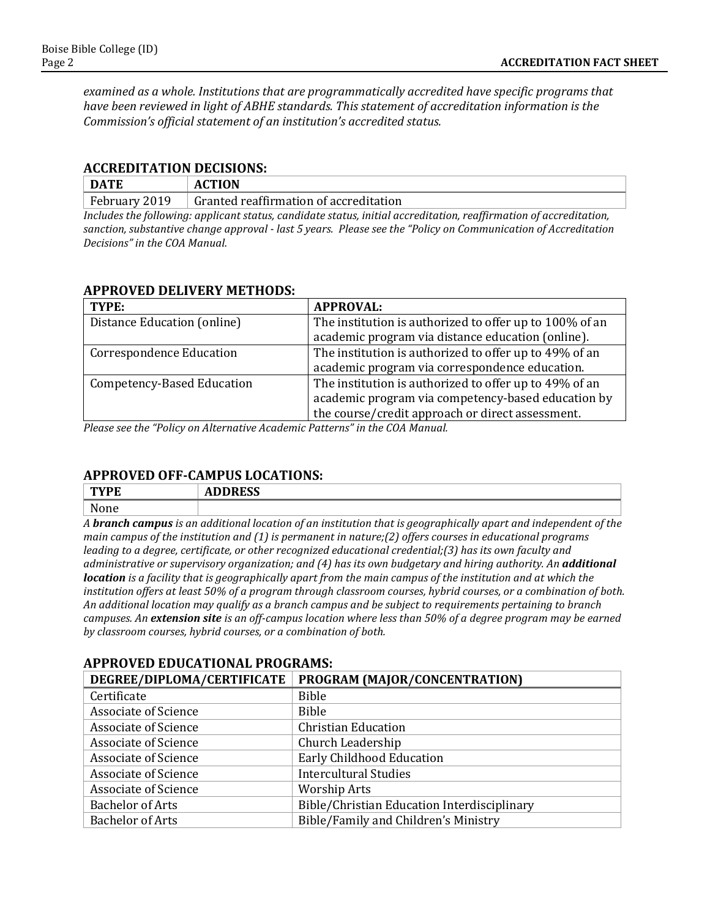*examined as a whole. Institutions that are programmatically accredited have specific programs that have been reviewed in light of ABHE standards. This statement of accreditation information is the Commission's official statement of an institution's accredited status.*

## ACCREDITATION DECISIONS:

| DATE | ACTION |
| --- | --- |
| February 2019 | Granted reaffirmation of accreditation |

*Includes the following: applicant status, candidate status, initial accreditation, reaffirmation of accreditation, sanction, substantive change approval - last 5 years. Please see the "Policy on Communication of Accreditation Decisions" in the COA Manual.*

## APPROVED DELIVERY METHODS:

| TYPE: | APPROVAL: |
| --- | --- |
| Distance Education (online) | The institution is authorized to offer up to 100% of an academic program via distance education (online). |
| Correspondence Education | The institution is authorized to offer up to 49% of an academic program via correspondence education. |
| Competency-Based Education | The institution is authorized to offer up to 49% of an academic program via competency-based education by the course/credit approach or direct assessment. |

*Please see the "Policy on Alternative Academic Patterns" in the COA Manual.*

## APPROVED OFF-CAMPUS LOCATIONS:

| TYPE | ADDRESS |
| --- | --- |
| None | |

*A **branch campus** is an additional location of an institution that is geographically apart and independent of the main campus of the institution and (1) is permanent in nature;(2) offers courses in educational programs leading to a degree, certificate, or other recognized educational credential;(3) has its own faculty and administrative or supervisory organization; and (4) has its own budgetary and hiring authority. An **additional location** is a facility that is geographically apart from the main campus of the institution and at which the institution offers at least 50% of a program through classroom courses, hybrid courses, or a combination of both. An additional location may qualify as a branch campus and be subject to requirements pertaining to branch campuses. An **extension site** is an off-campus location where less than 50% of a degree program may be earned by classroom courses, hybrid courses, or a combination of both.*

## APPROVED EDUCATIONAL PROGRAMS:

| DEGREE/DIPLOMA/CERTIFICATE | PROGRAM (MAJOR/CONCENTRATION) |
| --- | --- |
| Certificate | Bible |
| Associate of Science | Bible |
| Associate of Science | Christian Education |
| Associate of Science | Church Leadership |
| Associate of Science | Early Childhood Education |
| Associate of Science | Intercultural Studies |
| Associate of Science | Worship Arts |
| Bachelor of Arts | Bible/Christian Education Interdisciplinary |
| Bachelor of Arts | Bible/Family and Children's Ministry |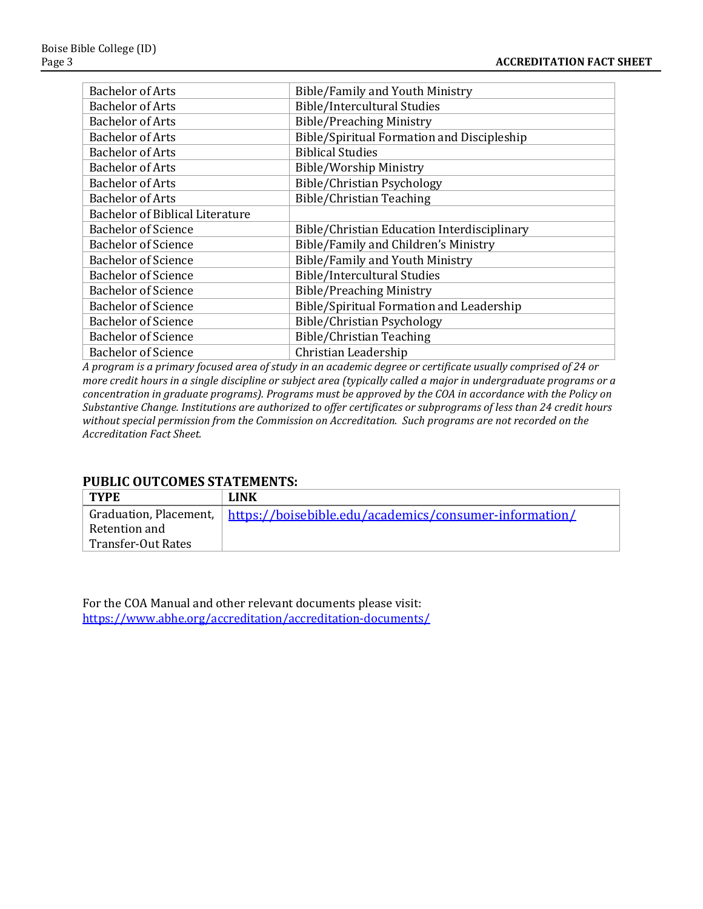| | |
|---|---|
| Bachelor of Arts | Bible/Family and Youth Ministry |
| Bachelor of Arts | Bible/Intercultural Studies |
| Bachelor of Arts | Bible/Preaching Ministry |
| Bachelor of Arts | Bible/Spiritual Formation and Discipleship |
| Bachelor of Arts | Biblical Studies |
| Bachelor of Arts | Bible/Worship Ministry |
| Bachelor of Arts | Bible/Christian Psychology |
| Bachelor of Arts | Bible/Christian Teaching |
| Bachelor of Biblical Literature | |
| Bachelor of Science | Bible/Christian Education Interdisciplinary |
| Bachelor of Science | Bible/Family and Children's Ministry |
| Bachelor of Science | Bible/Family and Youth Ministry |
| Bachelor of Science | Bible/Intercultural Studies |
| Bachelor of Science | Bible/Preaching Ministry |
| Bachelor of Science | Bible/Spiritual Formation and Leadership |
| Bachelor of Science | Bible/Christian Psychology |
| Bachelor of Science | Bible/Christian Teaching |
| Bachelor of Science | Christian Leadership |

*A program is a primary focused area of study in an academic degree or certificate usually comprised of 24 or more credit hours in a single discipline or subject area (typically called a major in undergraduate programs or a concentration in graduate programs). Programs must be approved by the COA in accordance with the Policy on Substantive Change. Institutions are authorized to offer certificates or subprograms of less than 24 credit hours without special permission from the Commission on Accreditation. Such programs are not recorded on the Accreditation Fact Sheet.*

## PUBLIC OUTCOMES STATEMENTS:

| TYPE | LINK |
|---|---|
| Graduation, Placement, Retention and Transfer-Out Rates | https://boisebible.edu/academics/consumer-information/ |

For the COA Manual and other relevant documents please visit:
https://www.abhe.org/accreditation/accreditation-documents/